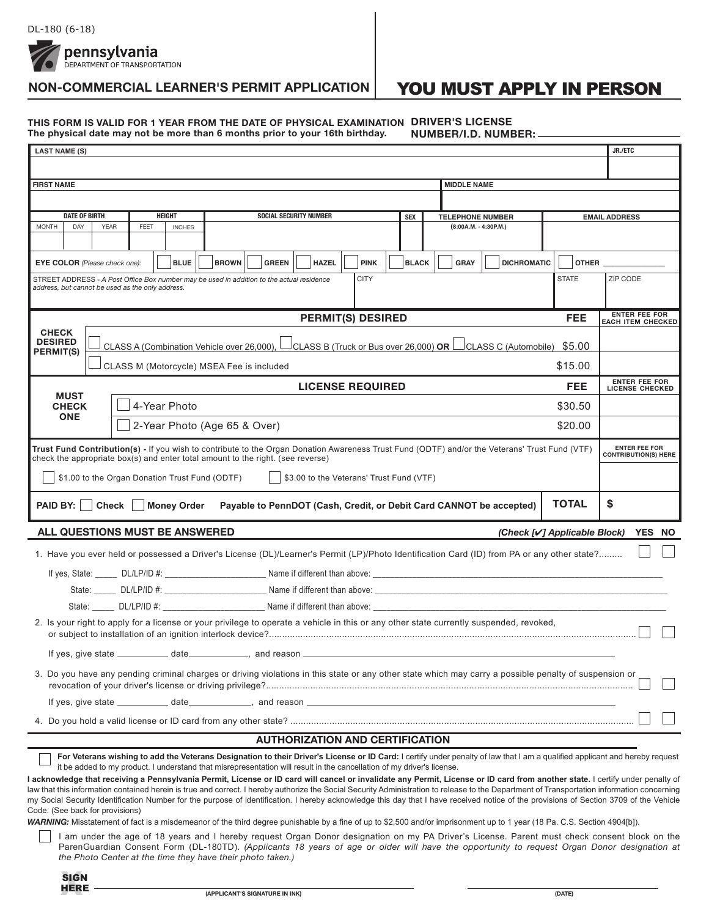DL-180 (6-18)

pennsylvania
DEPARTMENT OF TRANSPORTATION

## NON-COMMERCIAL LEARNER'S PERMIT APPLICATION

## YOU MUST APPLY IN PERSON

**THIS FORM IS VALID FOR 1 YEAR FROM THE DATE OF PHYSICAL EXAMINATION**
**The physical date may not be more than 6 months prior to your 16th birthday.**

**DRIVER'S LICENSE NUMBER/I.D. NUMBER:** ______________

| LAST NAME (S) | | | | | | | | | JR./ETC |
|---|---|---|---|---|---|---|---|---|---|
| | | | | | | | | | |
| FIRST NAME | | | | | | | MIDDLE NAME | | |
| | | | | | | | | | |
| DATE OF BIRTH (MONTH / DAY / YEAR) | | | HEIGHT (FEET / INCHES) | | SOCIAL SECURITY NUMBER | SEX | TELEPHONE NUMBER (8:00A.M. - 4:30P.M.) | EMAIL ADDRESS | |
| | | | | | | | | | |

**EYE COLOR** *(Please check one):* ☐ BLUE ☐ BROWN ☐ GREEN ☐ HAZEL ☐ PINK ☐ BLACK ☐ GRAY ☐ DICHROMATIC ☐ OTHER ______________

| STREET ADDRESS - *A Post Office Box number may be used in addition to the actual residence address, but cannot be used as the only address.* | CITY | STATE | ZIP CODE |
|---|---|---|---|
| | | | |

| | PERMIT(S) DESIRED | FEE | ENTER FEE FOR EACH ITEM CHECKED |
|---|---|---|---|
| **CHECK DESIRED PERMIT(S)** | ☐ CLASS A (Combination Vehicle over 26,000), ☐ CLASS B (Truck or Bus over 26,000) **OR** ☐ CLASS C (Automobile) | $5.00 | |
| | ☐ CLASS M (Motorcycle) MSEA Fee is included | $15.00 | |

| | LICENSE REQUIRED | FEE | ENTER FEE FOR LICENSE CHECKED |
|---|---|---|---|
| **MUST CHECK ONE** | ☐ 4-Year Photo | $30.50 | |
| | ☐ 2-Year Photo (Age 65 & Over) | $20.00 | |

**Trust Fund Contribution(s) -** If you wish to contribute to the Organ Donation Awareness Trust Fund (ODTF) and/or the Veterans' Trust Fund (VTF) check the appropriate box(s) and enter total amount to the right. (see reverse)

☐ $1.00 to the Organ Donation Trust Fund (ODTF) ☐ $3.00 to the Veterans' Trust Fund (VTF)

ENTER FEE FOR CONTRIBUTION(S) HERE: ______

**PAID BY:** ☐ **Check** ☐ **Money Order** **Payable to PennDOT (Cash, Credit, or Debit Card CANNOT be accepted)** **TOTAL** **$** ______

### ALL QUESTIONS MUST BE ANSWERED

*(Check [✔] Applicable Block)* **YES NO**

1. Have you ever held or possessed a Driver's License (DL)/Learner's Permit (LP)/Photo Identification Card (ID) from PA or any other state?......... ☐ ☐

   If yes, State: _____ DL/LP/ID #: ____________________ Name if different than above: ______________________________

   State: _____ DL/LP/ID #: ____________________ Name if different than above: ______________________________

   State: _____ DL/LP/ID #: ____________________ Name if different than above: ______________________________

2. Is your right to apply for a license or your privilege to operate a vehicle in this or any other state currently suspended, revoked, or subject to installation of an ignition interlock device?........ ☐ ☐

   If yes, give state __________ date___________, and reason ______________________________

3. Do you have any pending criminal charges or driving violations in this state or any other state which may carry a possible penalty of suspension or revocation of your driver's license or driving privilege?........ ☐ ☐

   If yes, give state __________ date___________, and reason ______________________________

4. Do you hold a valid license or ID card from any other state? ........ ☐ ☐

### AUTHORIZATION AND CERTIFICATION

☐ **For Veterans wishing to add the Veterans Designation to their Driver's License or ID Card:** I certify under penalty of law that I am a qualified applicant and hereby request it be added to my product. I understand that misrepresentation will result in the cancellation of my driver's license.

**I acknowledge that receiving a Pennsylvania Permit, License or ID card will cancel or invalidate any Permit, License or ID card from another state.** I certify under penalty of law that this information contained herein is true and correct. I hereby authorize the Social Security Administration to release to the Department of Transportation information concerning my Social Security Identification Number for the purpose of identification. I hereby acknowledge this day that I have received notice of the provisions of Section 3709 of the Vehicle Code. (See back for provisions)

***WARNING:*** Misstatement of fact is a misdemeanor of the third degree punishable by a fine of up to $2,500 and/or imprisonment up to 1 year (18 Pa. C.S. Section 4904[b]).

☐ I am under the age of 18 years and I hereby request Organ Donor designation on my PA Driver's License. Parent must check consent block on the ParenGuardian Consent Form (DL-180TD). *(Applicants 18 years of age or older will have the opportunity to request Organ Donor designation at the Photo Center at the time they have their photo taken.)*

**SIGN HERE** ______________________________ (APPLICANT'S SIGNATURE IN INK) ______________________ (DATE)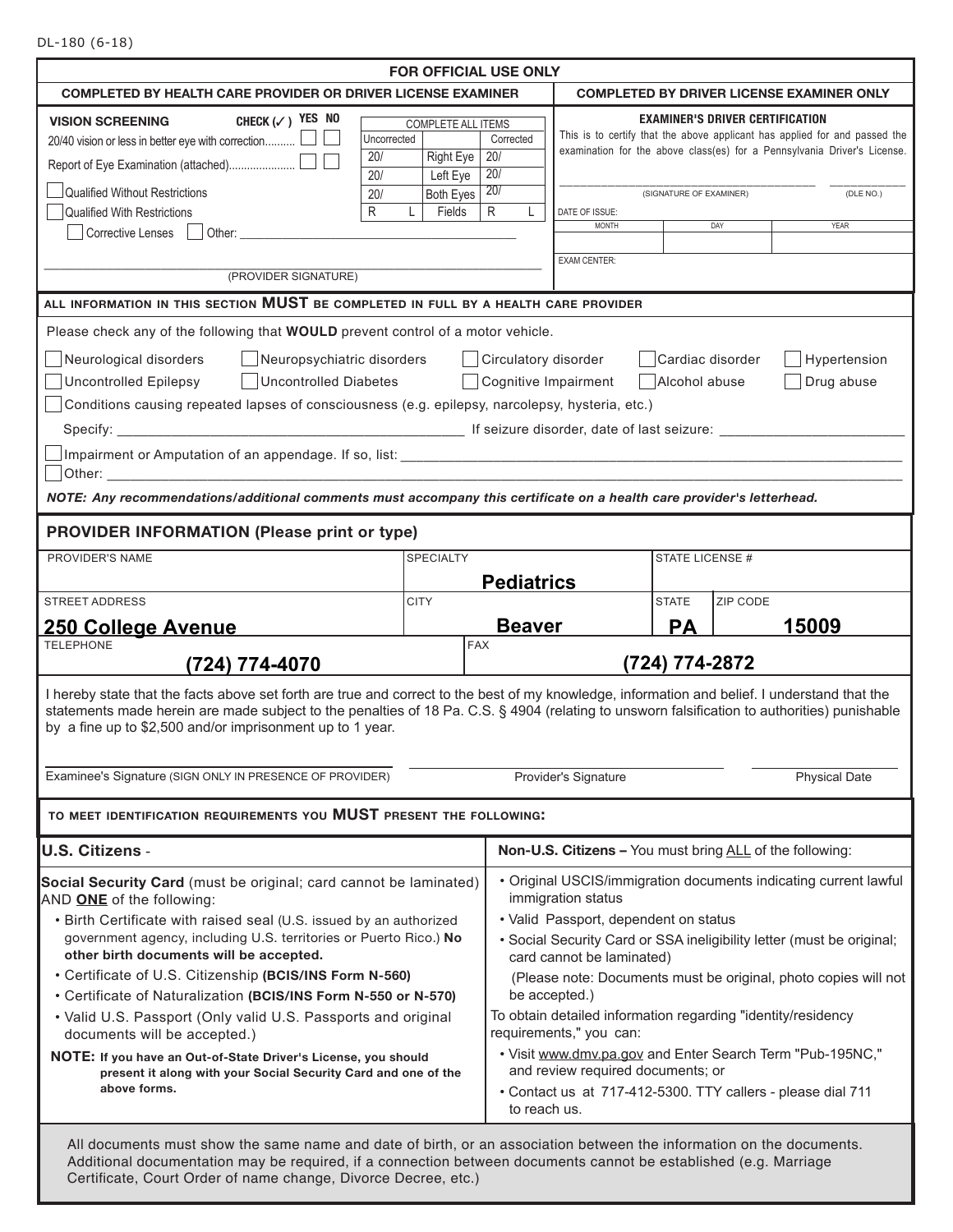DL-180 (6-18)

**FOR OFFICIAL USE ONLY**

| COMPLETED BY HEALTH CARE PROVIDER OR DRIVER LICENSE EXAMINER | COMPLETED BY DRIVER LICENSE EXAMINER ONLY |
|---|---|

**VISION SCREENING** CHECK (✓) YES NO

- 20/40 vision or less in better eye with correction.......... ☐ ☐
- Report of Eye Examination (attached)...................... ☐ ☐

COMPLETE ALL ITEMS

| Uncorrected | | Corrected |
|---|---|---|
| 20/ | Right Eye | 20/ |
| 20/ | Left Eye | 20/ |
| 20/ | Both Eyes | 20/ |
| R L | Fields | R L |

☐ Qualified Without Restrictions

☐ Qualified With Restrictions

☐ Corrective Lenses ☐ Other: ____________________

____________________ (PROVIDER SIGNATURE)

**EXAMINER'S DRIVER CERTIFICATION**

This is to certify that the above applicant has applied for and passed the examination for the above class(es) for a Pennsylvania Driver's License.

____________________ (SIGNATURE OF EXAMINER) ________ (DLE NO.)

DATE OF ISSUE:

| MONTH | DAY | YEAR |
|---|---|---|
| | | |

EXAM CENTER:

**ALL INFORMATION IN THIS SECTION MUST BE COMPLETED IN FULL BY A HEALTH CARE PROVIDER**

Please check any of the following that **WOULD** prevent control of a motor vehicle.

☐ Neurological disorders ☐ Neuropsychiatric disorders ☐ Circulatory disorder ☐ Cardiac disorder ☐ Hypertension

☐ Uncontrolled Epilepsy ☐ Uncontrolled Diabetes ☐ Cognitive Impairment ☐ Alcohol abuse ☐ Drug abuse

☐ Conditions causing repeated lapses of consciousness (e.g. epilepsy, narcolepsy, hysteria, etc.)

Specify: ____________________ If seizure disorder, date of last seizure: ____________________

☐ Impairment or Amputation of an appendage. If so, list: ____________________

☐ Other: ____________________

***NOTE: Any recommendations/additional comments must accompany this certificate on a health care provider's letterhead.***

## PROVIDER INFORMATION (Please print or type)

| PROVIDER'S NAME | SPECIALTY | STATE LICENSE # | |
|---|---|---|---|
| | **Pediatrics** | | |
| STREET ADDRESS | CITY | STATE | ZIP CODE |
| **250 College Avenue** | **Beaver** | **PA** | **15009** |
| TELEPHONE | FAX | | |
| **(724) 774-4070** | **(724) 774-2872** | | |

I hereby state that the facts above set forth are true and correct to the best of my knowledge, information and belief. I understand that the statements made herein are made subject to the penalties of 18 Pa. C.S. § 4904 (relating to unsworn falsification to authorities) punishable by a fine up to $2,500 and/or imprisonment up to 1 year.

____________________ Examinee's Signature (SIGN ONLY IN PRESENCE OF PROVIDER) ____________________ Provider's Signature ____________ Physical Date

**TO MEET IDENTIFICATION REQUIREMENTS YOU MUST PRESENT THE FOLLOWING:**

### U.S. Citizens -

**Social Security Card** (must be original; card cannot be laminated) AND **ONE** of the following:

- Birth Certificate with raised seal (U.S. issued by an authorized government agency, including U.S. territories or Puerto Rico.) **No other birth documents will be accepted.**
- Certificate of U.S. Citizenship **(BCIS/INS Form N-560)**
- Certificate of Naturalization **(BCIS/INS Form N-550 or N-570)**
- Valid U.S. Passport (Only valid U.S. Passports and original documents will be accepted.)

**NOTE: If you have an Out-of-State Driver's License, you should present it along with your Social Security Card and one of the above forms.**

### Non-U.S. Citizens – You must bring ALL of the following:

- Original USCIS/immigration documents indicating current lawful immigration status
- Valid Passport, dependent on status
- Social Security Card or SSA ineligibility letter (must be original; card cannot be laminated)

  (Please note: Documents must be original, photo copies will not be accepted.)

To obtain detailed information regarding "identity/residency requirements," you can:

- Visit www.dmv.pa.gov and Enter Search Term "Pub-195NC," and review required documents; or
- Contact us at 717-412-5300. TTY callers - please dial 711 to reach us.

All documents must show the same name and date of birth, or an association between the information on the documents. Additional documentation may be required, if a connection between documents cannot be established (e.g. Marriage Certificate, Court Order of name change, Divorce Decree, etc.)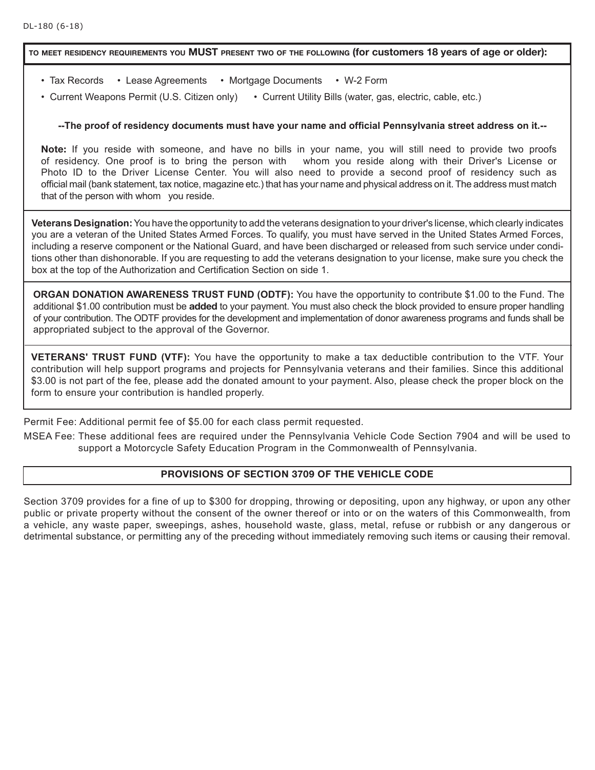DL-180 (6-18)

**TO MEET RESIDENCY REQUIREMENTS YOU MUST PRESENT TWO OF THE FOLLOWING (for customers 18 years of age or older):**

- Tax Records
- Lease Agreements
- Mortgage Documents
- W-2 Form
- Current Weapons Permit (U.S. Citizen only)
- Current Utility Bills (water, gas, electric, cable, etc.)

**--The proof of residency documents must have your name and official Pennsylvania street address on it.--**

**Note:** If you reside with someone, and have no bills in your name, you will still need to provide two proofs of residency. One proof is to bring the person with whom you reside along with their Driver's License or Photo ID to the Driver License Center. You will also need to provide a second proof of residency such as official mail (bank statement, tax notice, magazine etc.) that has your name and physical address on it. The address must match that of the person with whom you reside.

**Veterans Designation:** You have the opportunity to add the veterans designation to your driver's license, which clearly indicates you are a veteran of the United States Armed Forces. To qualify, you must have served in the United States Armed Forces, including a reserve component or the National Guard, and have been discharged or released from such service under conditions other than dishonorable. If you are requesting to add the veterans designation to your license, make sure you check the box at the top of the Authorization and Certification Section on side 1.

**ORGAN DONATION AWARENESS TRUST FUND (ODTF):** You have the opportunity to contribute $1.00 to the Fund. The additional $1.00 contribution must be **added** to your payment. You must also check the block provided to ensure proper handling of your contribution. The ODTF provides for the development and implementation of donor awareness programs and funds shall be appropriated subject to the approval of the Governor.

**VETERANS' TRUST FUND (VTF):** You have the opportunity to make a tax deductible contribution to the VTF. Your contribution will help support programs and projects for Pennsylvania veterans and their families. Since this additional $3.00 is not part of the fee, please add the donated amount to your payment. Also, please check the proper block on the form to ensure your contribution is handled properly.

Permit Fee: Additional permit fee of $5.00 for each class permit requested.

MSEA Fee: These additional fees are required under the Pennsylvania Vehicle Code Section 7904 and will be used to support a Motorcycle Safety Education Program in the Commonwealth of Pennsylvania.

## PROVISIONS OF SECTION 3709 OF THE VEHICLE CODE

Section 3709 provides for a fine of up to $300 for dropping, throwing or depositing, upon any highway, or upon any other public or private property without the consent of the owner thereof or into or on the waters of this Commonwealth, from a vehicle, any waste paper, sweepings, ashes, household waste, glass, metal, refuse or rubbish or any dangerous or detrimental substance, or permitting any of the preceding without immediately removing such items or causing their removal.